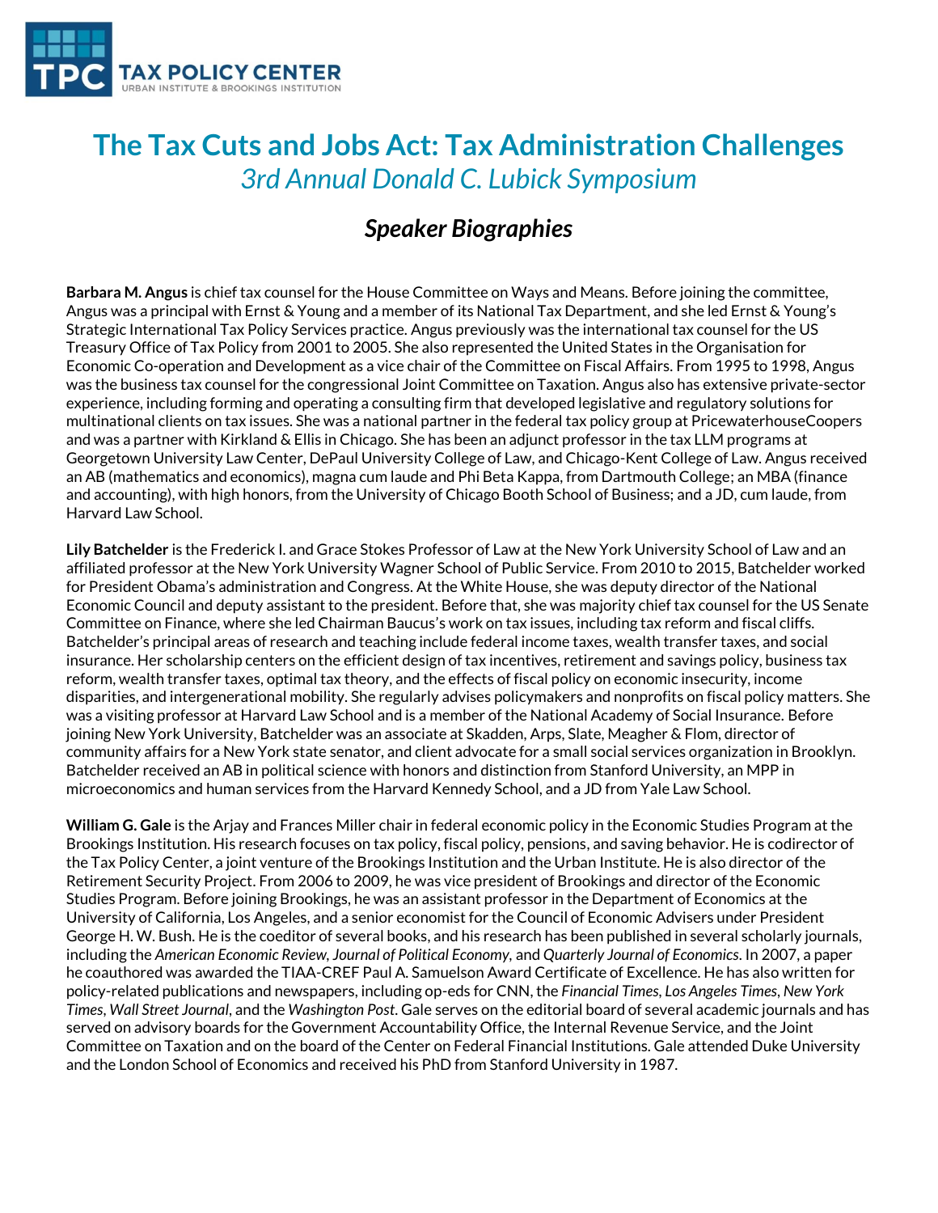TAX POLICY CENTER
URBAN INSTITUTE & BROOKINGS INSTITUTION

# The Tax Cuts and Jobs Act: Tax Administration Challenges

## *3rd Annual Donald C. Lubick Symposium*

### *Speaker Biographies*

**Barbara M. Angus** is chief tax counsel for the House Committee on Ways and Means. Before joining the committee, Angus was a principal with Ernst & Young and a member of its National Tax Department, and she led Ernst & Young's Strategic International Tax Policy Services practice. Angus previously was the international tax counsel for the US Treasury Office of Tax Policy from 2001 to 2005. She also represented the United States in the Organisation for Economic Co-operation and Development as a vice chair of the Committee on Fiscal Affairs. From 1995 to 1998, Angus was the business tax counsel for the congressional Joint Committee on Taxation. Angus also has extensive private-sector experience, including forming and operating a consulting firm that developed legislative and regulatory solutions for multinational clients on tax issues. She was a national partner in the federal tax policy group at PricewaterhouseCoopers and was a partner with Kirkland & Ellis in Chicago. She has been an adjunct professor in the tax LLM programs at Georgetown University Law Center, DePaul University College of Law, and Chicago-Kent College of Law. Angus received an AB (mathematics and economics), magna cum laude and Phi Beta Kappa, from Dartmouth College; an MBA (finance and accounting), with high honors, from the University of Chicago Booth School of Business; and a JD, cum laude, from Harvard Law School.

**Lily Batchelder** is the Frederick I. and Grace Stokes Professor of Law at the New York University School of Law and an affiliated professor at the New York University Wagner School of Public Service. From 2010 to 2015, Batchelder worked for President Obama's administration and Congress. At the White House, she was deputy director of the National Economic Council and deputy assistant to the president. Before that, she was majority chief tax counsel for the US Senate Committee on Finance, where she led Chairman Baucus's work on tax issues, including tax reform and fiscal cliffs. Batchelder's principal areas of research and teaching include federal income taxes, wealth transfer taxes, and social insurance. Her scholarship centers on the efficient design of tax incentives, retirement and savings policy, business tax reform, wealth transfer taxes, optimal tax theory, and the effects of fiscal policy on economic insecurity, income disparities, and intergenerational mobility. She regularly advises policymakers and nonprofits on fiscal policy matters. She was a visiting professor at Harvard Law School and is a member of the National Academy of Social Insurance. Before joining New York University, Batchelder was an associate at Skadden, Arps, Slate, Meagher & Flom, director of community affairs for a New York state senator, and client advocate for a small social services organization in Brooklyn. Batchelder received an AB in political science with honors and distinction from Stanford University, an MPP in microeconomics and human services from the Harvard Kennedy School, and a JD from Yale Law School.

**William G. Gale** is the Arjay and Frances Miller chair in federal economic policy in the Economic Studies Program at the Brookings Institution. His research focuses on tax policy, fiscal policy, pensions, and saving behavior. He is codirector of the Tax Policy Center, a joint venture of the Brookings Institution and the Urban Institute. He is also director of the Retirement Security Project. From 2006 to 2009, he was vice president of Brookings and director of the Economic Studies Program. Before joining Brookings, he was an assistant professor in the Department of Economics at the University of California, Los Angeles, and a senior economist for the Council of Economic Advisers under President George H. W. Bush. He is the coeditor of several books, and his research has been published in several scholarly journals, including the *American Economic Review*, *Journal of Political Economy*, and *Quarterly Journal of Economics*. In 2007, a paper he coauthored was awarded the TIAA-CREF Paul A. Samuelson Award Certificate of Excellence. He has also written for policy-related publications and newspapers, including op-eds for CNN, the *Financial Times*, *Los Angeles Times*, *New York Times*, *Wall Street Journal*, and the *Washington Post*. Gale serves on the editorial board of several academic journals and has served on advisory boards for the Government Accountability Office, the Internal Revenue Service, and the Joint Committee on Taxation and on the board of the Center on Federal Financial Institutions. Gale attended Duke University and the London School of Economics and received his PhD from Stanford University in 1987.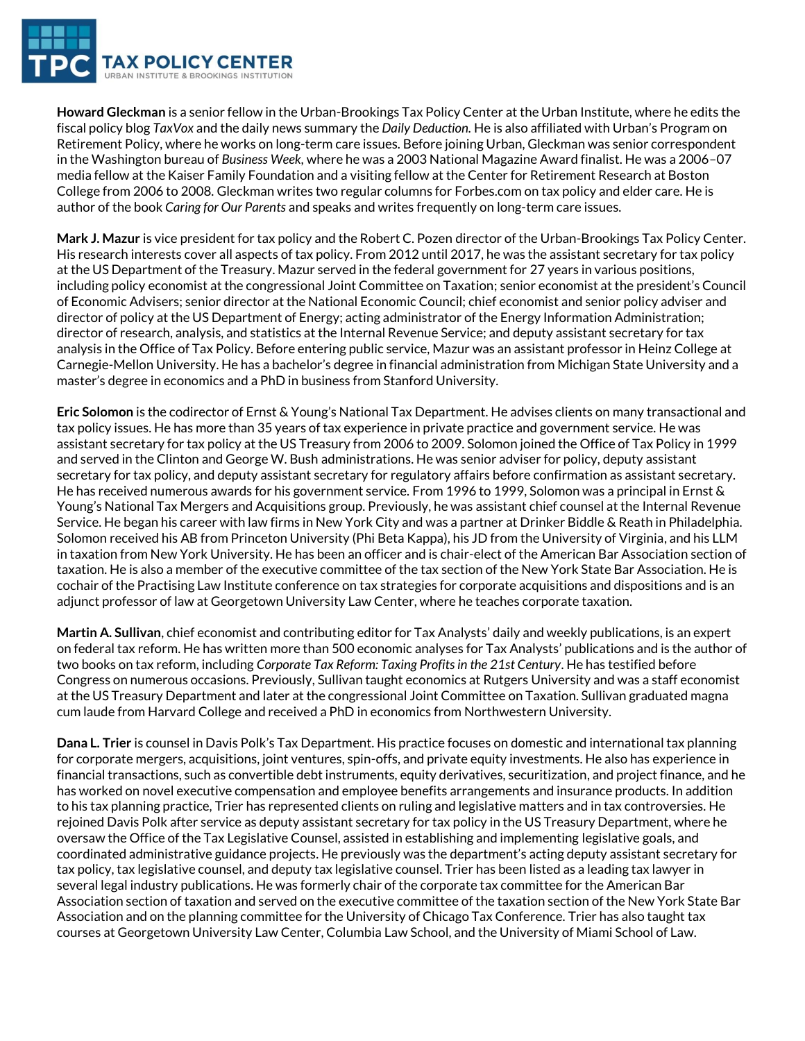**Howard Gleckman** is a senior fellow in the Urban-Brookings Tax Policy Center at the Urban Institute, where he edits the fiscal policy blog *TaxVox* and the daily news summary the *Daily Deduction.* He is also affiliated with Urban's Program on Retirement Policy, where he works on long-term care issues. Before joining Urban, Gleckman was senior correspondent in the Washington bureau of *Business Week*, where he was a 2003 National Magazine Award finalist. He was a 2006–07 media fellow at the Kaiser Family Foundation and a visiting fellow at the Center for Retirement Research at Boston College from 2006 to 2008. Gleckman writes two regular columns for Forbes.com on tax policy and elder care. He is author of the book *Caring for Our Parents* and speaks and writes frequently on long-term care issues.

**Mark J. Mazur** is vice president for tax policy and the Robert C. Pozen director of the Urban-Brookings Tax Policy Center. His research interests cover all aspects of tax policy. From 2012 until 2017, he was the assistant secretary for tax policy at the US Department of the Treasury. Mazur served in the federal government for 27 years in various positions, including policy economist at the congressional Joint Committee on Taxation; senior economist at the president's Council of Economic Advisers; senior director at the National Economic Council; chief economist and senior policy adviser and director of policy at the US Department of Energy; acting administrator of the Energy Information Administration; director of research, analysis, and statistics at the Internal Revenue Service; and deputy assistant secretary for tax analysis in the Office of Tax Policy. Before entering public service, Mazur was an assistant professor in Heinz College at Carnegie-Mellon University. He has a bachelor's degree in financial administration from Michigan State University and a master's degree in economics and a PhD in business from Stanford University.

**Eric Solomon** is the codirector of Ernst & Young's National Tax Department. He advises clients on many transactional and tax policy issues. He has more than 35 years of tax experience in private practice and government service. He was assistant secretary for tax policy at the US Treasury from 2006 to 2009. Solomon joined the Office of Tax Policy in 1999 and served in the Clinton and George W. Bush administrations. He was senior adviser for policy, deputy assistant secretary for tax policy, and deputy assistant secretary for regulatory affairs before confirmation as assistant secretary. He has received numerous awards for his government service. From 1996 to 1999, Solomon was a principal in Ernst & Young's National Tax Mergers and Acquisitions group. Previously, he was assistant chief counsel at the Internal Revenue Service. He began his career with law firms in New York City and was a partner at Drinker Biddle & Reath in Philadelphia. Solomon received his AB from Princeton University (Phi Beta Kappa), his JD from the University of Virginia, and his LLM in taxation from New York University. He has been an officer and is chair-elect of the American Bar Association section of taxation. He is also a member of the executive committee of the tax section of the New York State Bar Association. He is cochair of the Practising Law Institute conference on tax strategies for corporate acquisitions and dispositions and is an adjunct professor of law at Georgetown University Law Center, where he teaches corporate taxation.

**Martin A. Sullivan**, chief economist and contributing editor for Tax Analysts' daily and weekly publications, is an expert on federal tax reform. He has written more than 500 economic analyses for Tax Analysts' publications and is the author of two books on tax reform, including *Corporate Tax Reform: Taxing Profits in the 21st Century*. He has testified before Congress on numerous occasions. Previously, Sullivan taught economics at Rutgers University and was a staff economist at the US Treasury Department and later at the congressional Joint Committee on Taxation. Sullivan graduated magna cum laude from Harvard College and received a PhD in economics from Northwestern University.

**Dana L. Trier** is counsel in Davis Polk's Tax Department. His practice focuses on domestic and international tax planning for corporate mergers, acquisitions, joint ventures, spin-offs, and private equity investments. He also has experience in financial transactions, such as convertible debt instruments, equity derivatives, securitization, and project finance, and he has worked on novel executive compensation and employee benefits arrangements and insurance products. In addition to his tax planning practice, Trier has represented clients on ruling and legislative matters and in tax controversies. He rejoined Davis Polk after service as deputy assistant secretary for tax policy in the US Treasury Department, where he oversaw the Office of the Tax Legislative Counsel, assisted in establishing and implementing legislative goals, and coordinated administrative guidance projects. He previously was the department's acting deputy assistant secretary for tax policy, tax legislative counsel, and deputy tax legislative counsel. Trier has been listed as a leading tax lawyer in several legal industry publications. He was formerly chair of the corporate tax committee for the American Bar Association section of taxation and served on the executive committee of the taxation section of the New York State Bar Association and on the planning committee for the University of Chicago Tax Conference. Trier has also taught tax courses at Georgetown University Law Center, Columbia Law School, and the University of Miami School of Law.